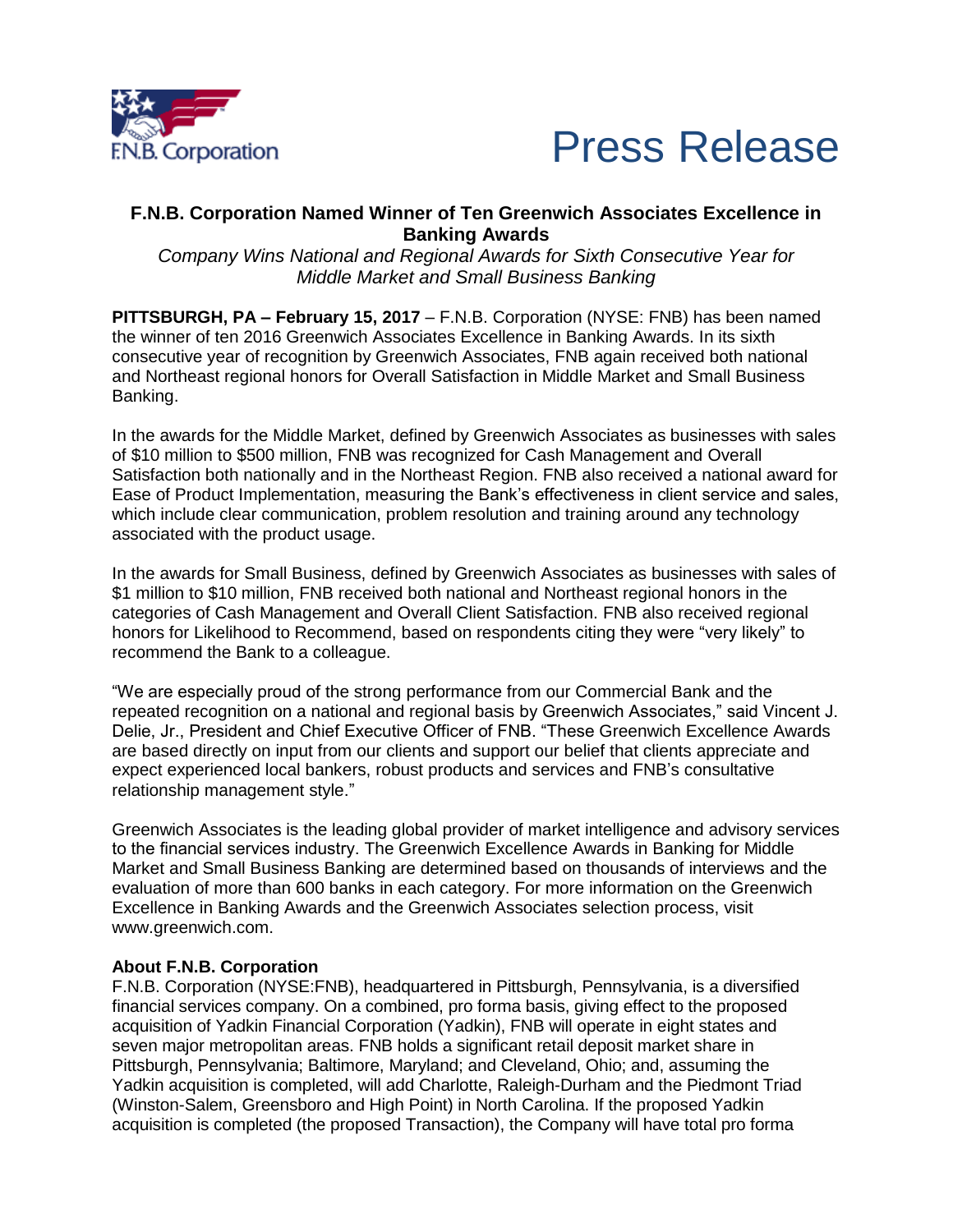F.N.B. Corporation

# Press Release

## F.N.B. Corporation Named Winner of Ten Greenwich Associates Excellence in Banking Awards

*Company Wins National and Regional Awards for Sixth Consecutive Year for Middle Market and Small Business Banking*

**PITTSBURGH, PA – February 15, 2017** – F.N.B. Corporation (NYSE: FNB) has been named the winner of ten 2016 Greenwich Associates Excellence in Banking Awards. In its sixth consecutive year of recognition by Greenwich Associates, FNB again received both national and Northeast regional honors for Overall Satisfaction in Middle Market and Small Business Banking.

In the awards for the Middle Market, defined by Greenwich Associates as businesses with sales of $10 million to $500 million, FNB was recognized for Cash Management and Overall Satisfaction both nationally and in the Northeast Region. FNB also received a national award for Ease of Product Implementation, measuring the Bank's effectiveness in client service and sales, which include clear communication, problem resolution and training around any technology associated with the product usage.

In the awards for Small Business, defined by Greenwich Associates as businesses with sales of $1 million to $10 million, FNB received both national and Northeast regional honors in the categories of Cash Management and Overall Client Satisfaction. FNB also received regional honors for Likelihood to Recommend, based on respondents citing they were "very likely" to recommend the Bank to a colleague.

"We are especially proud of the strong performance from our Commercial Bank and the repeated recognition on a national and regional basis by Greenwich Associates," said Vincent J. Delie, Jr., President and Chief Executive Officer of FNB. "These Greenwich Excellence Awards are based directly on input from our clients and support our belief that clients appreciate and expect experienced local bankers, robust products and services and FNB's consultative relationship management style."

Greenwich Associates is the leading global provider of market intelligence and advisory services to the financial services industry. The Greenwich Excellence Awards in Banking for Middle Market and Small Business Banking are determined based on thousands of interviews and the evaluation of more than 600 banks in each category. For more information on the Greenwich Excellence in Banking Awards and the Greenwich Associates selection process, visit www.greenwich.com.

**About F.N.B. Corporation**

F.N.B. Corporation (NYSE:FNB), headquartered in Pittsburgh, Pennsylvania, is a diversified financial services company. On a combined, pro forma basis, giving effect to the proposed acquisition of Yadkin Financial Corporation (Yadkin), FNB will operate in eight states and seven major metropolitan areas. FNB holds a significant retail deposit market share in Pittsburgh, Pennsylvania; Baltimore, Maryland; and Cleveland, Ohio; and, assuming the Yadkin acquisition is completed, will add Charlotte, Raleigh-Durham and the Piedmont Triad (Winston-Salem, Greensboro and High Point) in North Carolina. If the proposed Yadkin acquisition is completed (the proposed Transaction), the Company will have total pro forma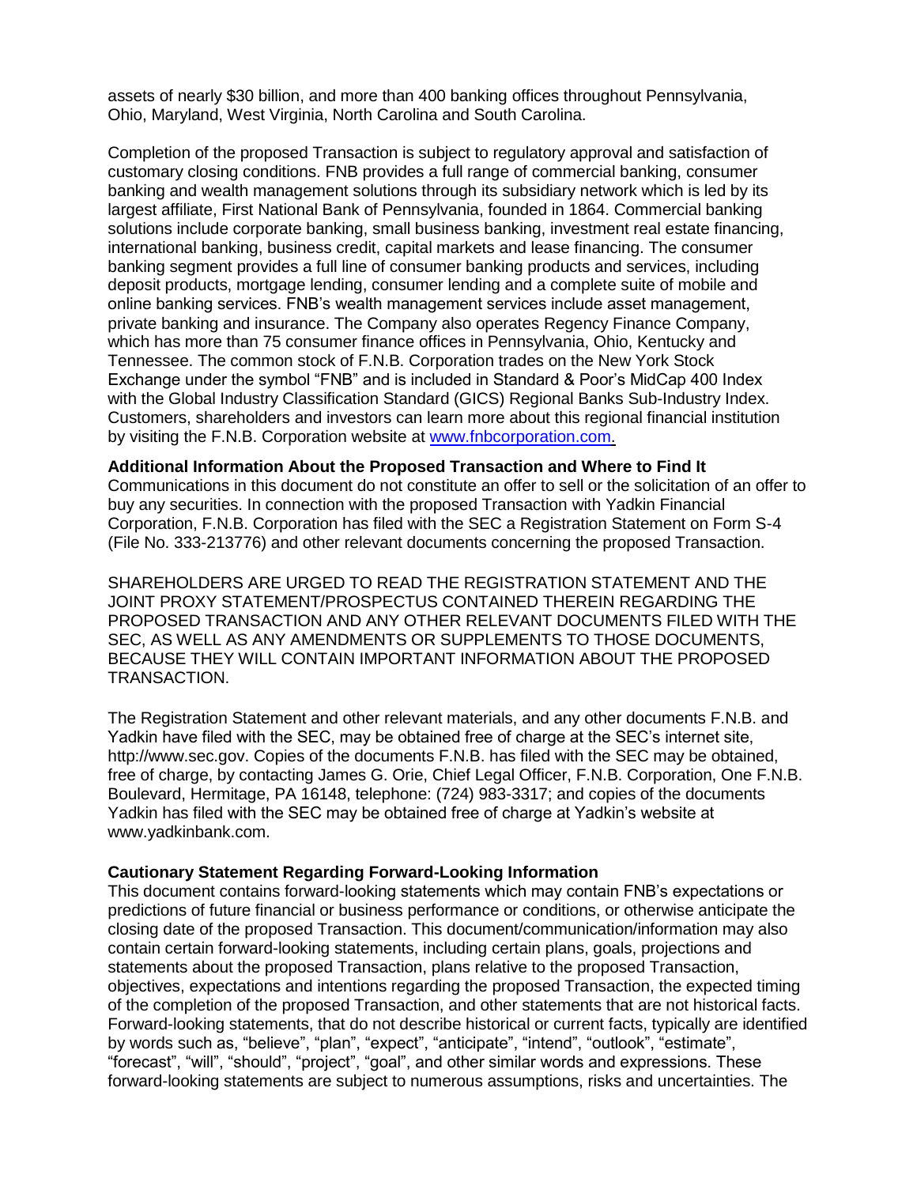assets of nearly $30 billion, and more than 400 banking offices throughout Pennsylvania, Ohio, Maryland, West Virginia, North Carolina and South Carolina.

Completion of the proposed Transaction is subject to regulatory approval and satisfaction of customary closing conditions. FNB provides a full range of commercial banking, consumer banking and wealth management solutions through its subsidiary network which is led by its largest affiliate, First National Bank of Pennsylvania, founded in 1864. Commercial banking solutions include corporate banking, small business banking, investment real estate financing, international banking, business credit, capital markets and lease financing. The consumer banking segment provides a full line of consumer banking products and services, including deposit products, mortgage lending, consumer lending and a complete suite of mobile and online banking services. FNB's wealth management services include asset management, private banking and insurance. The Company also operates Regency Finance Company, which has more than 75 consumer finance offices in Pennsylvania, Ohio, Kentucky and Tennessee. The common stock of F.N.B. Corporation trades on the New York Stock Exchange under the symbol "FNB" and is included in Standard & Poor's MidCap 400 Index with the Global Industry Classification Standard (GICS) Regional Banks Sub-Industry Index. Customers, shareholders and investors can learn more about this regional financial institution by visiting the F.N.B. Corporation website at [www.fnbcorporation.com.](http://www.fnbcorporation.com)

**Additional Information About the Proposed Transaction and Where to Find It**

Communications in this document do not constitute an offer to sell or the solicitation of an offer to buy any securities. In connection with the proposed Transaction with Yadkin Financial Corporation, F.N.B. Corporation has filed with the SEC a Registration Statement on Form S-4 (File No. 333-213776) and other relevant documents concerning the proposed Transaction.

SHAREHOLDERS ARE URGED TO READ THE REGISTRATION STATEMENT AND THE JOINT PROXY STATEMENT/PROSPECTUS CONTAINED THEREIN REGARDING THE PROPOSED TRANSACTION AND ANY OTHER RELEVANT DOCUMENTS FILED WITH THE SEC, AS WELL AS ANY AMENDMENTS OR SUPPLEMENTS TO THOSE DOCUMENTS, BECAUSE THEY WILL CONTAIN IMPORTANT INFORMATION ABOUT THE PROPOSED TRANSACTION.

The Registration Statement and other relevant materials, and any other documents F.N.B. and Yadkin have filed with the SEC, may be obtained free of charge at the SEC's internet site, http://www.sec.gov. Copies of the documents F.N.B. has filed with the SEC may be obtained, free of charge, by contacting James G. Orie, Chief Legal Officer, F.N.B. Corporation, One F.N.B. Boulevard, Hermitage, PA 16148, telephone: (724) 983-3317; and copies of the documents Yadkin has filed with the SEC may be obtained free of charge at Yadkin's website at www.yadkinbank.com.

**Cautionary Statement Regarding Forward-Looking Information**

This document contains forward-looking statements which may contain FNB's expectations or predictions of future financial or business performance or conditions, or otherwise anticipate the closing date of the proposed Transaction. This document/communication/information may also contain certain forward-looking statements, including certain plans, goals, projections and statements about the proposed Transaction, plans relative to the proposed Transaction, objectives, expectations and intentions regarding the proposed Transaction, the expected timing of the completion of the proposed Transaction, and other statements that are not historical facts. Forward-looking statements, that do not describe historical or current facts, typically are identified by words such as, "believe", "plan", "expect", "anticipate", "intend", "outlook", "estimate", "forecast", "will", "should", "project", "goal", and other similar words and expressions. These forward-looking statements are subject to numerous assumptions, risks and uncertainties. The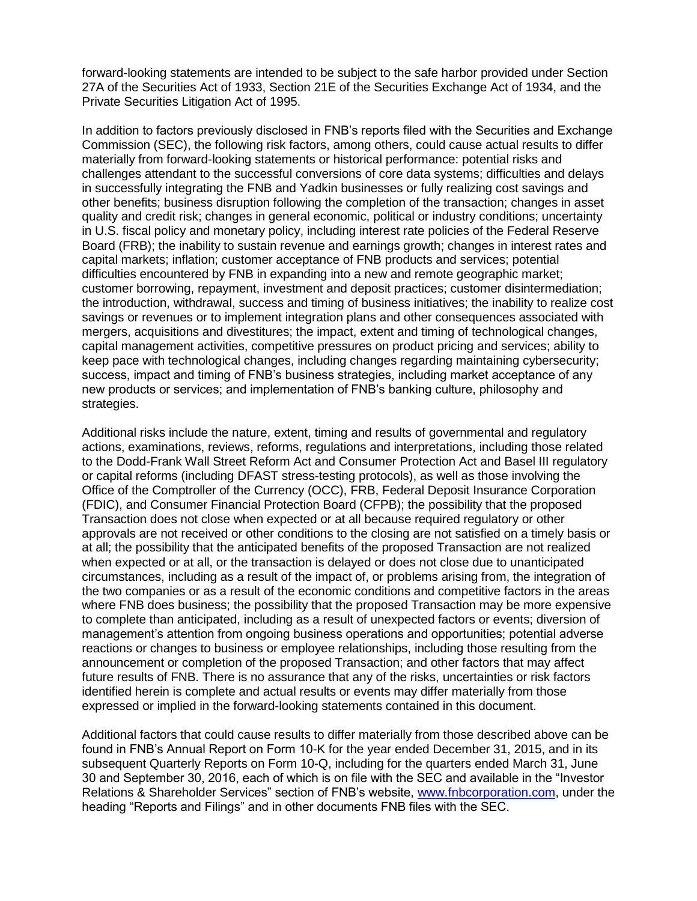forward-looking statements are intended to be subject to the safe harbor provided under Section 27A of the Securities Act of 1933, Section 21E of the Securities Exchange Act of 1934, and the Private Securities Litigation Act of 1995.

In addition to factors previously disclosed in FNB's reports filed with the Securities and Exchange Commission (SEC), the following risk factors, among others, could cause actual results to differ materially from forward-looking statements or historical performance: potential risks and challenges attendant to the successful conversions of core data systems; difficulties and delays in successfully integrating the FNB and Yadkin businesses or fully realizing cost savings and other benefits; business disruption following the completion of the transaction; changes in asset quality and credit risk; changes in general economic, political or industry conditions; uncertainty in U.S. fiscal policy and monetary policy, including interest rate policies of the Federal Reserve Board (FRB); the inability to sustain revenue and earnings growth; changes in interest rates and capital markets; inflation; customer acceptance of FNB products and services; potential difficulties encountered by FNB in expanding into a new and remote geographic market; customer borrowing, repayment, investment and deposit practices; customer disintermediation; the introduction, withdrawal, success and timing of business initiatives; the inability to realize cost savings or revenues or to implement integration plans and other consequences associated with mergers, acquisitions and divestitures; the impact, extent and timing of technological changes, capital management activities, competitive pressures on product pricing and services; ability to keep pace with technological changes, including changes regarding maintaining cybersecurity; success, impact and timing of FNB's business strategies, including market acceptance of any new products or services; and implementation of FNB's banking culture, philosophy and strategies.

Additional risks include the nature, extent, timing and results of governmental and regulatory actions, examinations, reviews, reforms, regulations and interpretations, including those related to the Dodd-Frank Wall Street Reform Act and Consumer Protection Act and Basel III regulatory or capital reforms (including DFAST stress-testing protocols), as well as those involving the Office of the Comptroller of the Currency (OCC), FRB, Federal Deposit Insurance Corporation (FDIC), and Consumer Financial Protection Board (CFPB); the possibility that the proposed Transaction does not close when expected or at all because required regulatory or other approvals are not received or other conditions to the closing are not satisfied on a timely basis or at all; the possibility that the anticipated benefits of the proposed Transaction are not realized when expected or at all, or the transaction is delayed or does not close due to unanticipated circumstances, including as a result of the impact of, or problems arising from, the integration of the two companies or as a result of the economic conditions and competitive factors in the areas where FNB does business; the possibility that the proposed Transaction may be more expensive to complete than anticipated, including as a result of unexpected factors or events; diversion of management's attention from ongoing business operations and opportunities; potential adverse reactions or changes to business or employee relationships, including those resulting from the announcement or completion of the proposed Transaction; and other factors that may affect future results of FNB. There is no assurance that any of the risks, uncertainties or risk factors identified herein is complete and actual results or events may differ materially from those expressed or implied in the forward-looking statements contained in this document.

Additional factors that could cause results to differ materially from those described above can be found in FNB's Annual Report on Form 10-K for the year ended December 31, 2015, and in its subsequent Quarterly Reports on Form 10-Q, including for the quarters ended March 31, June 30 and September 30, 2016, each of which is on file with the SEC and available in the "Investor Relations & Shareholder Services" section of FNB's website, [www.fnbcorporation.com](http://www.fnbcorporation.com), under the heading "Reports and Filings" and in other documents FNB files with the SEC.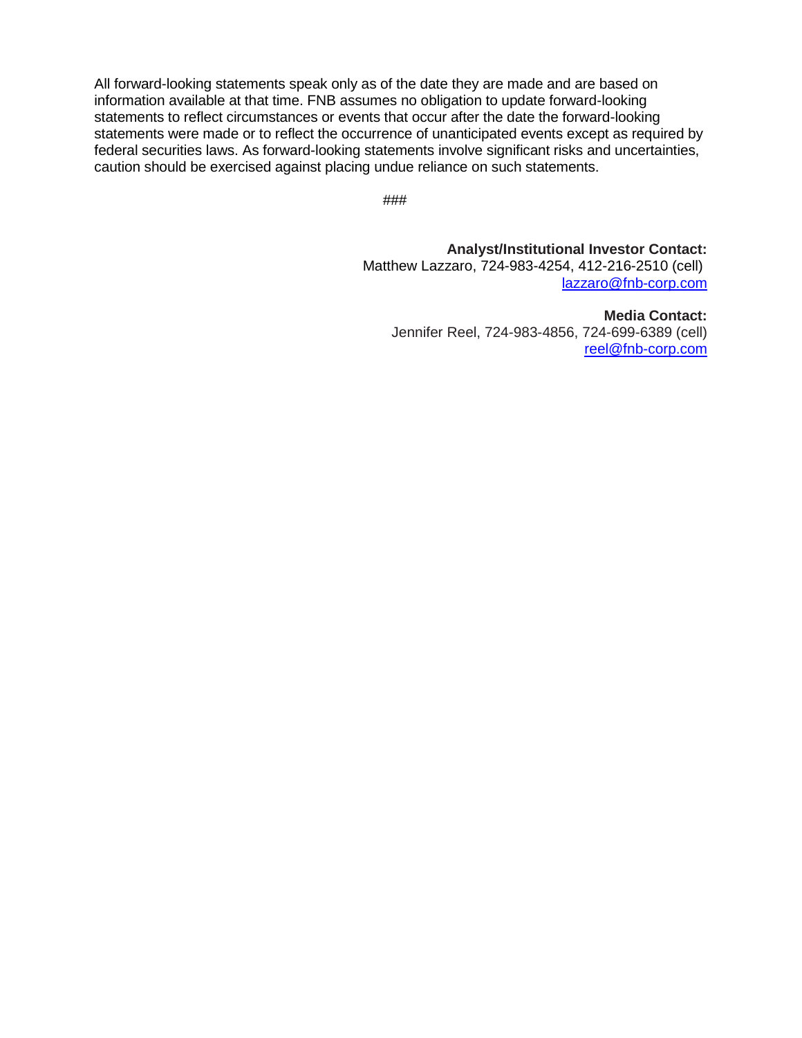All forward-looking statements speak only as of the date they are made and are based on information available at that time. FNB assumes no obligation to update forward-looking statements to reflect circumstances or events that occur after the date the forward-looking statements were made or to reflect the occurrence of unanticipated events except as required by federal securities laws. As forward-looking statements involve significant risks and uncertainties, caution should be exercised against placing undue reliance on such statements.

###

**Analyst/Institutional Investor Contact:**
Matthew Lazzaro, 724-983-4254, 412-216-2510 (cell)
lazzaro@fnb-corp.com

**Media Contact:**
Jennifer Reel, 724-983-4856, 724-699-6389 (cell)
reel@fnb-corp.com